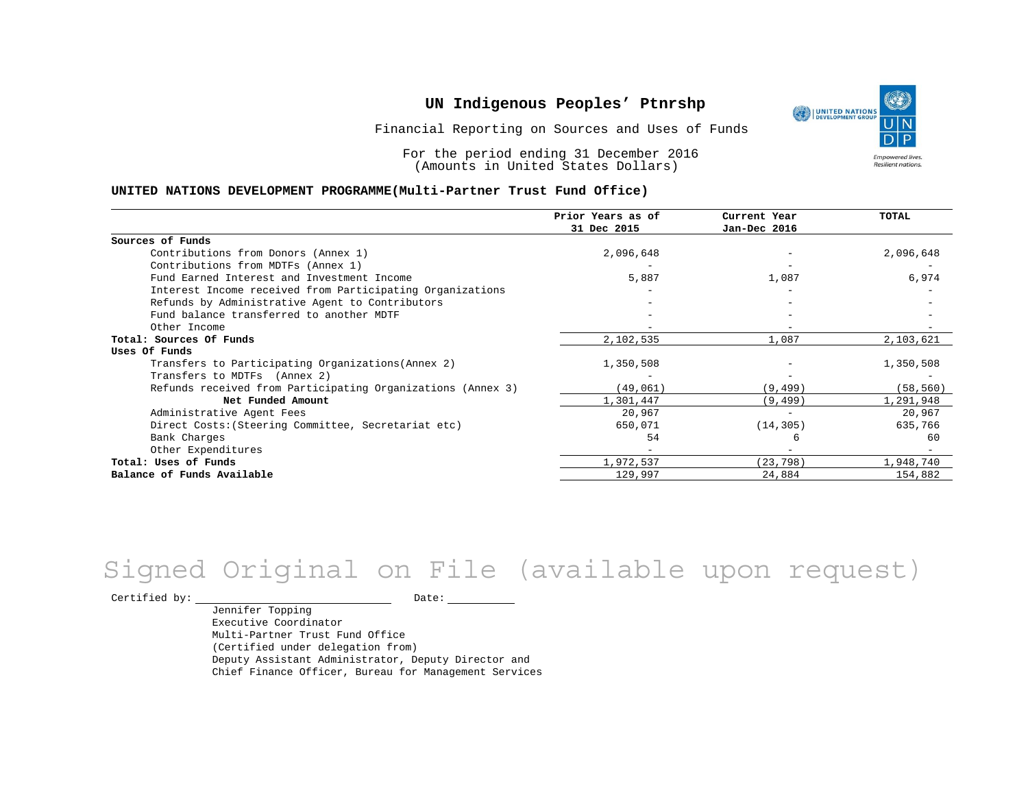# UN Indigenous Peoples’ Ptnrshp

Financial Reporting on Sources and Uses of Funds

For the period ending 31 December 2016
(Amounts in United States Dollars)

**UNITED NATIONS DEVELOPMENT PROGRAMME(Multi-Partner Trust Fund Office)**

| | Prior Years as of 31 Dec 2015 | Current Year Jan-Dec 2016 | TOTAL |
|---|---|---|---|
| **Sources of Funds** | | | |
| Contributions from Donors (Annex 1) | 2,096,648 | - | 2,096,648 |
| Contributions from MDTFs (Annex 1) | - | - | - |
| Fund Earned Interest and Investment Income | 5,887 | 1,087 | 6,974 |
| Interest Income received from Participating Organizations | - | - | - |
| Refunds by Administrative Agent to Contributors | - | - | - |
| Fund balance transferred to another MDTF | - | - | - |
| Other Income | - | - | - |
| **Total: Sources Of Funds** | 2,102,535 | 1,087 | 2,103,621 |
| **Uses Of Funds** | | | |
| Transfers to Participating Organizations(Annex 2) | 1,350,508 | - | 1,350,508 |
| Transfers to MDTFs (Annex 2) | - | - | - |
| Refunds received from Participating Organizations (Annex 3) | (49,061) | (9,499) | (58,560) |
| **Net Funded Amount** | 1,301,447 | (9,499) | 1,291,948 |
| Administrative Agent Fees | 20,967 | - | 20,967 |
| Direct Costs:(Steering Committee, Secretariat etc) | 650,071 | (14,305) | 635,766 |
| Bank Charges | 54 | 6 | 60 |
| Other Expenditures | - | - | - |
| **Total: Uses of Funds** | 1,972,537 | (23,798) | 1,948,740 |
| **Balance of Funds Available** | 129,997 | 24,884 | 154,882 |

Signed Original on File (available upon request)

Certified by: \_\_\_\_\_\_\_\_\_\_\_\_\_\_\_\_\_\_\_\_ Date: \_\_\_\_\_\_\_\_

Jennifer Topping
Executive Coordinator
Multi-Partner Trust Fund Office
(Certified under delegation from)
Deputy Assistant Administrator, Deputy Director and
Chief Finance Officer, Bureau for Management Services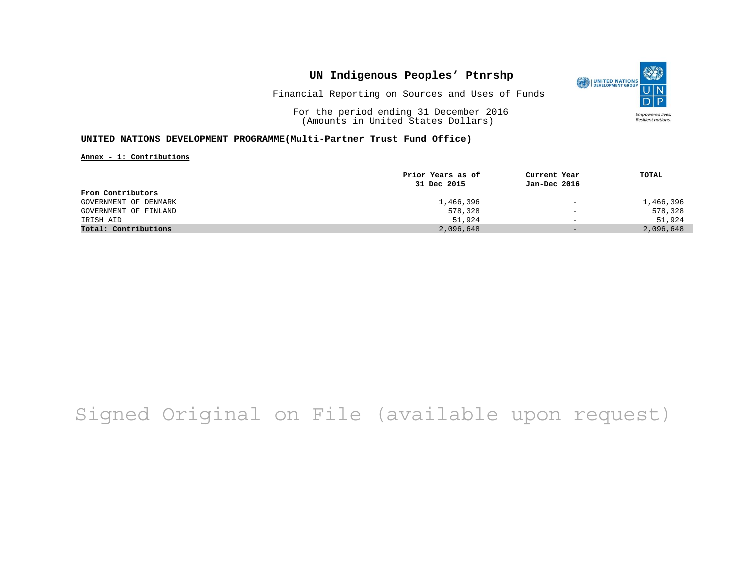# UN Indigenous Peoples' Ptnrshp

Financial Reporting on Sources and Uses of Funds

For the period ending 31 December 2016
(Amounts in United States Dollars)

**UNITED NATIONS DEVELOPMENT PROGRAMME(Multi-Partner Trust Fund Office)**

**Annex - 1: Contributions**

| | Prior Years as of 31 Dec 2015 | Current Year Jan-Dec 2016 | TOTAL |
|---|---|---|---|
| **From Contributors** | | | |
| GOVERNMENT OF DENMARK | 1,466,396 | - | 1,466,396 |
| GOVERNMENT OF FINLAND | 578,328 | - | 578,328 |
| IRISH AID | 51,924 | - | 51,924 |
| **Total: Contributions** | 2,096,648 | - | 2,096,648 |

Signed Original on File (available upon request)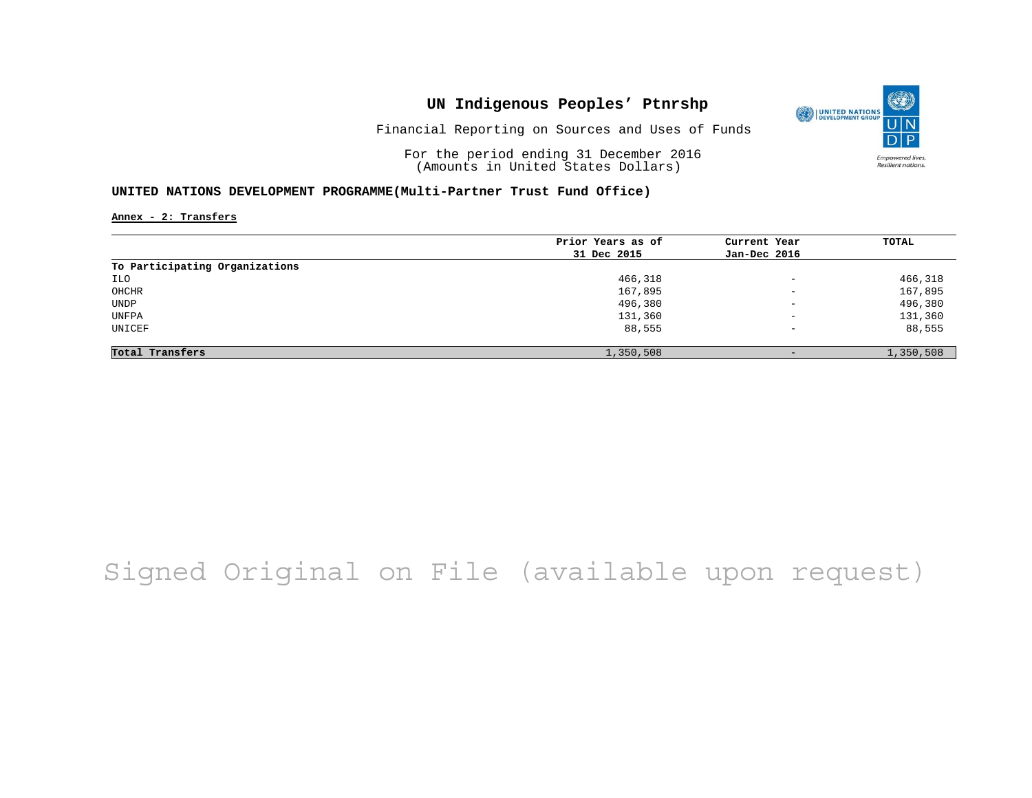# UN Indigenous Peoples' Ptnrshp

Financial Reporting on Sources and Uses of Funds

For the period ending 31 December 2016
(Amounts in United States Dollars)

**UNITED NATIONS DEVELOPMENT PROGRAMME(Multi-Partner Trust Fund Office)**

**Annex - 2: Transfers**

| | Prior Years as of 31 Dec 2015 | Current Year Jan-Dec 2016 | TOTAL |
|---|---|---|---|
| **To Participating Organizations** | | | |
| ILO | 466,318 | - | 466,318 |
| OHCHR | 167,895 | - | 167,895 |
| UNDP | 496,380 | - | 496,380 |
| UNFPA | 131,360 | - | 131,360 |
| UNICEF | 88,555 | - | 88,555 |
| **Total Transfers** | 1,350,508 | - | 1,350,508 |

Signed Original on File (available upon request)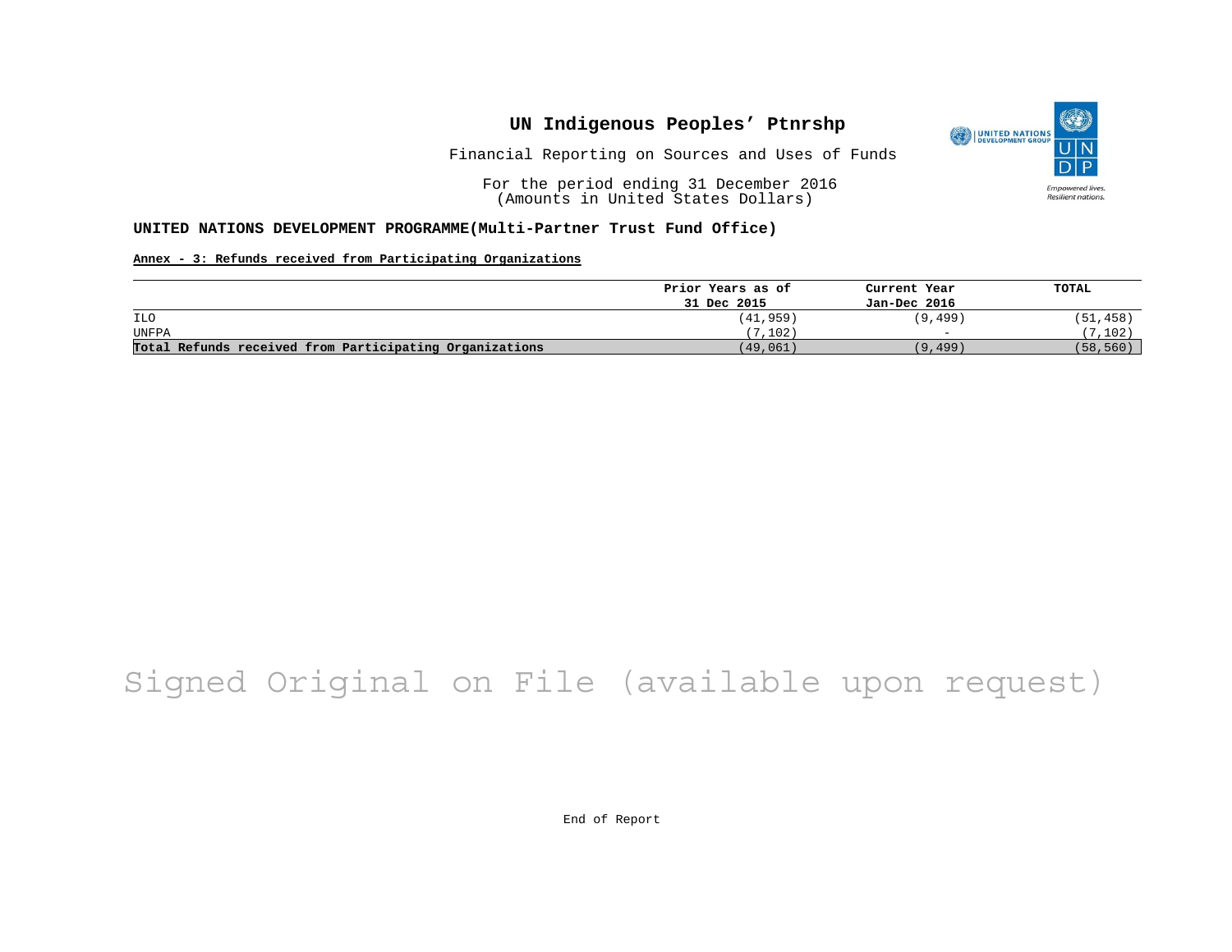# UN Indigenous Peoples' Ptnrshp

Financial Reporting on Sources and Uses of Funds

For the period ending 31 December 2016
(Amounts in United States Dollars)

**UNITED NATIONS DEVELOPMENT PROGRAMME(Multi-Partner Trust Fund Office)**

**Annex - 3: Refunds received from Participating Organizations**

| | Prior Years as of 31 Dec 2015 | Current Year Jan-Dec 2016 | TOTAL |
|---|---|---|---|
| ILO | (41,959) | (9,499) | (51,458) |
| UNFPA | (7,102) | - | (7,102) |
| **Total Refunds received from Participating Organizations** | (49,061) | (9,499) | (58,560) |

Signed Original on File (available upon request)

End of Report